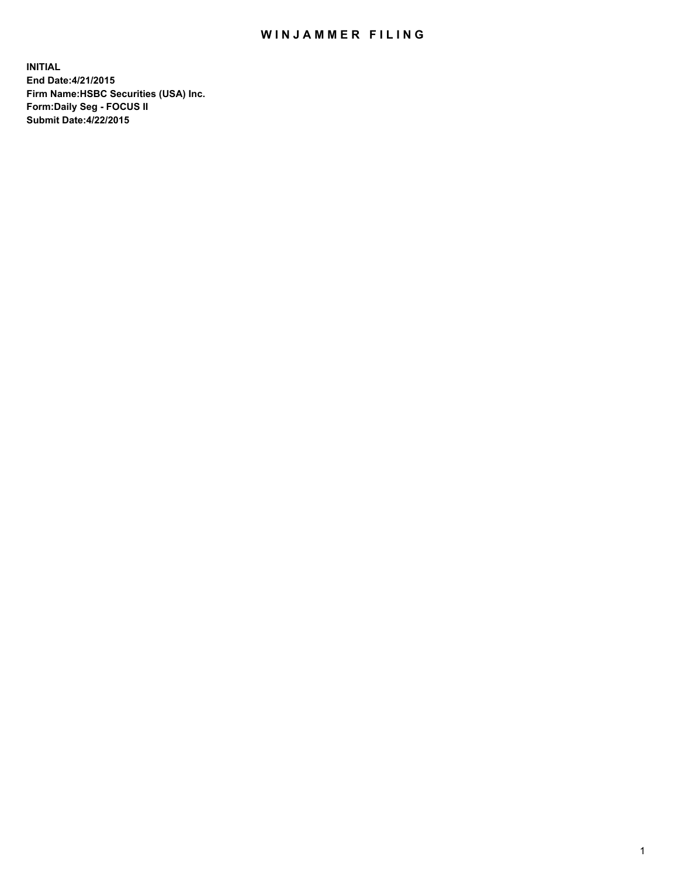# WINJAMMER FILING

**INITIAL**
**End Date:4/21/2015**
**Firm Name:HSBC Securities (USA) Inc.**
**Form:Daily Seg - FOCUS II**
**Submit Date:4/22/2015**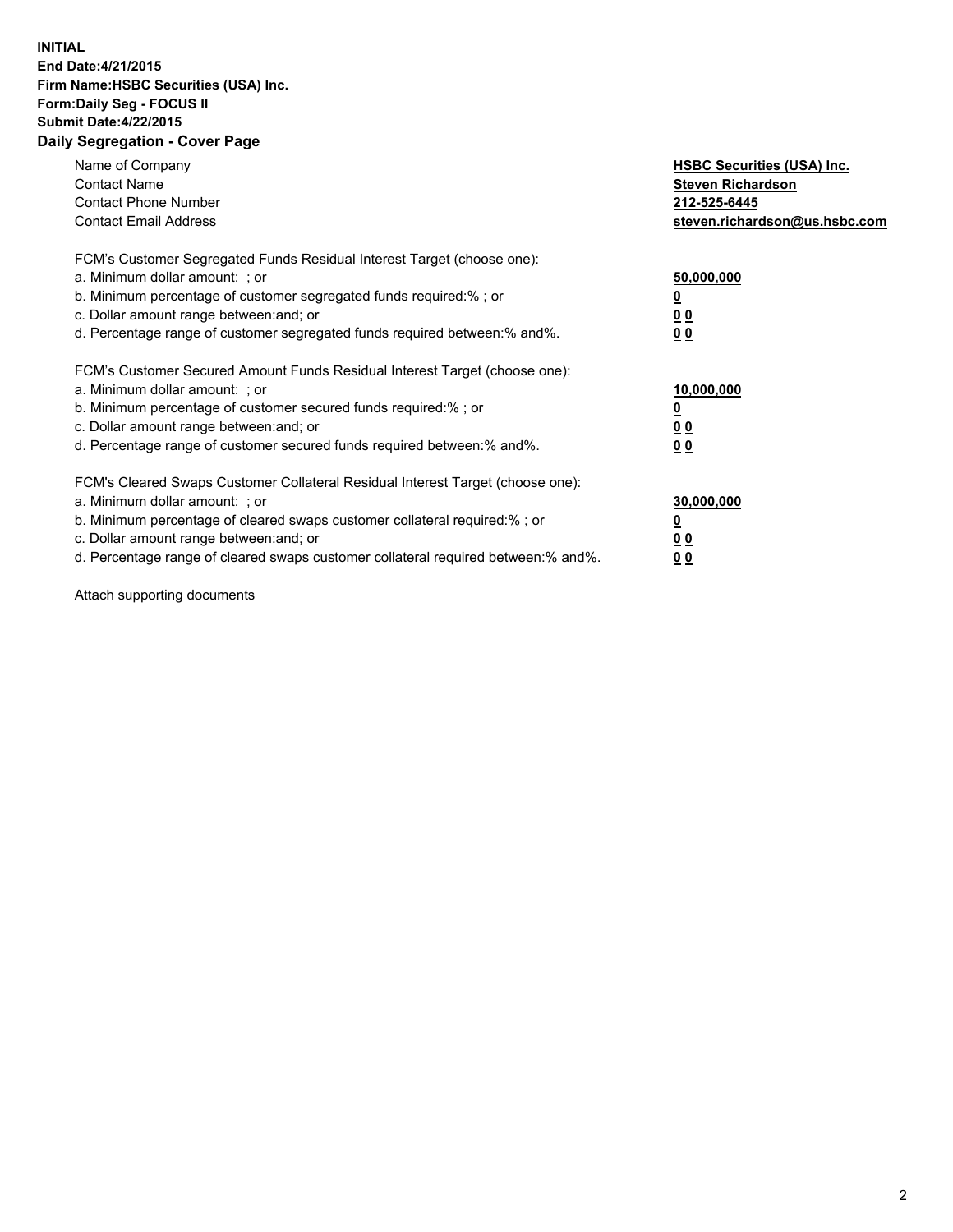**INITIAL**
**End Date:4/21/2015**
**Firm Name:HSBC Securities (USA) Inc.**
**Form:Daily Seg - FOCUS II**
**Submit Date:4/22/2015**

## Daily Segregation - Cover Page

| | |
|---|---|
| Name of Company | **HSBC Securities (USA) Inc.** |
| Contact Name | **Steven Richardson** |
| Contact Phone Number | **212-525-6445** |
| Contact Email Address | **steven.richardson@us.hsbc.com** |

FCM's Customer Segregated Funds Residual Interest Target (choose one):

| | |
|---|---|
| a. Minimum dollar amount: ; or | **50,000,000** |
| b. Minimum percentage of customer segregated funds required:% ; or | **0** |
| c. Dollar amount range between:and; or | **0 0** |
| d. Percentage range of customer segregated funds required between:% and%. | **0 0** |

FCM's Customer Secured Amount Funds Residual Interest Target (choose one):

| | |
|---|---|
| a. Minimum dollar amount: ; or | **10,000,000** |
| b. Minimum percentage of customer secured funds required:% ; or | **0** |
| c. Dollar amount range between:and; or | **0 0** |
| d. Percentage range of customer secured funds required between:% and%. | **0 0** |

FCM's Cleared Swaps Customer Collateral Residual Interest Target (choose one):

| | |
|---|---|
| a. Minimum dollar amount: ; or | **30,000,000** |
| b. Minimum percentage of cleared swaps customer collateral required:% ; or | **0** |
| c. Dollar amount range between:and; or | **0 0** |
| d. Percentage range of cleared swaps customer collateral required between:% and%. | **0 0** |

Attach supporting documents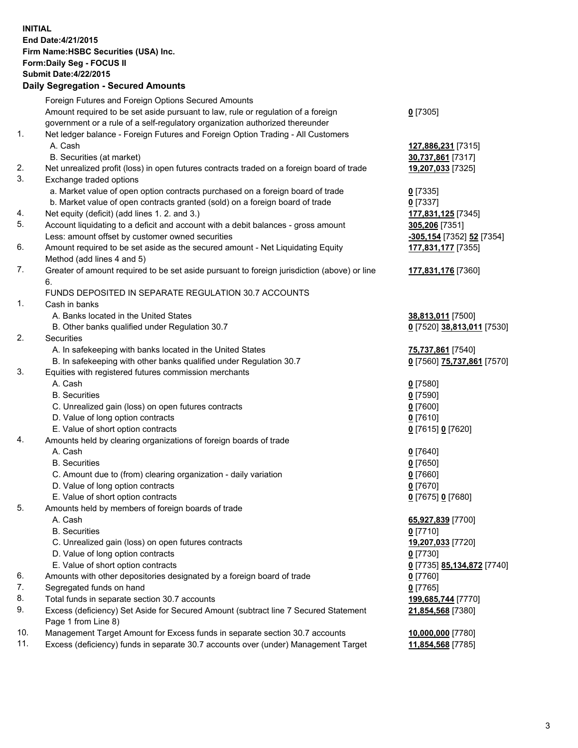**INITIAL**
**End Date:4/21/2015**
**Firm Name:HSBC Securities (USA) Inc.**
**Form:Daily Seg - FOCUS II**
**Submit Date:4/22/2015**

## Daily Segregation - Secured Amounts

| | | |
|---|---|---|
| | Foreign Futures and Foreign Options Secured Amounts | |
| | Amount required to be set aside pursuant to law, rule or regulation of a foreign government or a rule of a self-regulatory organization authorized thereunder | **0** [7305] |
| 1. | Net ledger balance - Foreign Futures and Foreign Option Trading - All Customers | |
| | A. Cash | **127,886,231** [7315] |
| | B. Securities (at market) | **30,737,861** [7317] |
| 2. | Net unrealized profit (loss) in open futures contracts traded on a foreign board of trade | **19,207,033** [7325] |
| 3. | Exchange traded options | |
| | a. Market value of open option contracts purchased on a foreign board of trade | **0** [7335] |
| | b. Market value of open contracts granted (sold) on a foreign board of trade | **0** [7337] |
| 4. | Net equity (deficit) (add lines 1. 2. and 3.) | **177,831,125** [7345] |
| 5. | Account liquidating to a deficit and account with a debit balances - gross amount | **305,206** [7351] |
| | Less: amount offset by customer owned securities | **-305,154** [7352] **52** [7354] |
| 6. | Amount required to be set aside as the secured amount - Net Liquidating Equity Method (add lines 4 and 5) | **177,831,177** [7355] |
| 7. | Greater of amount required to be set aside pursuant to foreign jurisdiction (above) or line 6. | **177,831,176** [7360] |
| | FUNDS DEPOSITED IN SEPARATE REGULATION 30.7 ACCOUNTS | |
| 1. | Cash in banks | |
| | A. Banks located in the United States | **38,813,011** [7500] |
| | B. Other banks qualified under Regulation 30.7 | **0** [7520] **38,813,011** [7530] |
| 2. | Securities | |
| | A. In safekeeping with banks located in the United States | **75,737,861** [7540] |
| | B. In safekeeping with other banks qualified under Regulation 30.7 | **0** [7560] **75,737,861** [7570] |
| 3. | Equities with registered futures commission merchants | |
| | A. Cash | **0** [7580] |
| | B. Securities | **0** [7590] |
| | C. Unrealized gain (loss) on open futures contracts | **0** [7600] |
| | D. Value of long option contracts | **0** [7610] |
| | E. Value of short option contracts | **0** [7615] **0** [7620] |
| 4. | Amounts held by clearing organizations of foreign boards of trade | |
| | A. Cash | **0** [7640] |
| | B. Securities | **0** [7650] |
| | C. Amount due to (from) clearing organization - daily variation | **0** [7660] |
| | D. Value of long option contracts | **0** [7670] |
| | E. Value of short option contracts | **0** [7675] **0** [7680] |
| 5. | Amounts held by members of foreign boards of trade | |
| | A. Cash | **65,927,839** [7700] |
| | B. Securities | **0** [7710] |
| | C. Unrealized gain (loss) on open futures contracts | **19,207,033** [7720] |
| | D. Value of long option contracts | **0** [7730] |
| | E. Value of short option contracts | **0** [7735] **85,134,872** [7740] |
| 6. | Amounts with other depositories designated by a foreign board of trade | **0** [7760] |
| 7. | Segregated funds on hand | **0** [7765] |
| 8. | Total funds in separate section 30.7 accounts | **199,685,744** [7770] |
| 9. | Excess (deficiency) Set Aside for Secured Amount (subtract line 7 Secured Statement Page 1 from Line 8) | **21,854,568** [7380] |
| 10. | Management Target Amount for Excess funds in separate section 30.7 accounts | **10,000,000** [7780] |
| 11. | Excess (deficiency) funds in separate 30.7 accounts over (under) Management Target | **11,854,568** [7785] |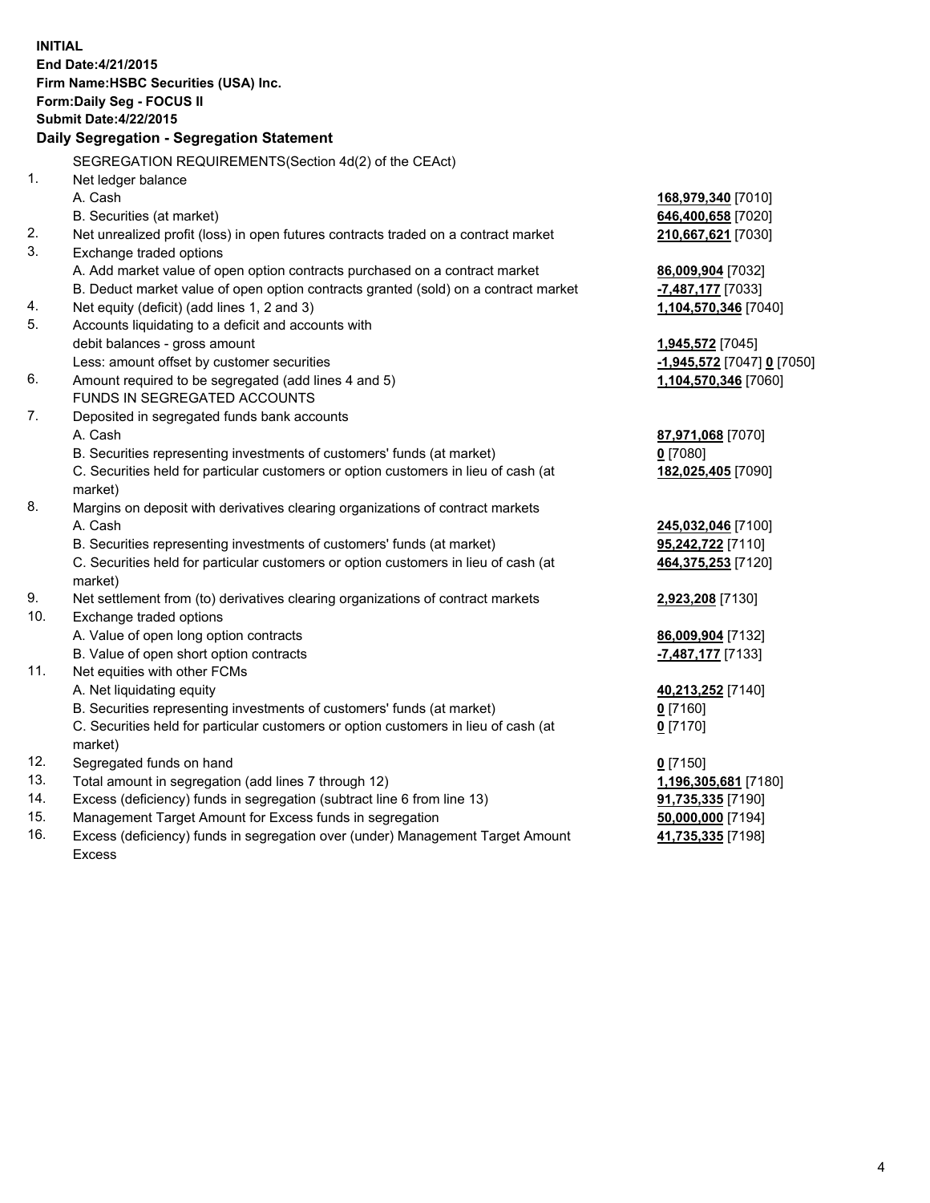**INITIAL**
**End Date:4/21/2015**
**Firm Name:HSBC Securities (USA) Inc.**
**Form:Daily Seg - FOCUS II**
**Submit Date:4/22/2015**

**Daily Segregation - Segregation Statement**

SEGREGATION REQUIREMENTS(Section 4d(2) of the CEAct)

| | | |
|---|---|---|
| 1. | Net ledger balance | |
| | A. Cash | **168,979,340** [7010] |
| | B. Securities (at market) | **646,400,658** [7020] |
| 2. | Net unrealized profit (loss) in open futures contracts traded on a contract market | **210,667,621** [7030] |
| 3. | Exchange traded options | |
| | A. Add market value of open option contracts purchased on a contract market | **86,009,904** [7032] |
| | B. Deduct market value of open option contracts granted (sold) on a contract market | **-7,487,177** [7033] |
| 4. | Net equity (deficit) (add lines 1, 2 and 3) | **1,104,570,346** [7040] |
| 5. | Accounts liquidating to a deficit and accounts with | |
| | debit balances - gross amount | **1,945,572** [7045] |
| | Less: amount offset by customer securities | **-1,945,572** [7047] **0** [7050] |
| 6. | Amount required to be segregated (add lines 4 and 5) | **1,104,570,346** [7060] |
| | FUNDS IN SEGREGATED ACCOUNTS | |
| 7. | Deposited in segregated funds bank accounts | |
| | A. Cash | **87,971,068** [7070] |
| | B. Securities representing investments of customers' funds (at market) | **0** [7080] |
| | C. Securities held for particular customers or option customers in lieu of cash (at market) | **182,025,405** [7090] |
| 8. | Margins on deposit with derivatives clearing organizations of contract markets | |
| | A. Cash | **245,032,046** [7100] |
| | B. Securities representing investments of customers' funds (at market) | **95,242,722** [7110] |
| | C. Securities held for particular customers or option customers in lieu of cash (at market) | **464,375,253** [7120] |
| 9. | Net settlement from (to) derivatives clearing organizations of contract markets | **2,923,208** [7130] |
| 10. | Exchange traded options | |
| | A. Value of open long option contracts | **86,009,904** [7132] |
| | B. Value of open short option contracts | **-7,487,177** [7133] |
| 11. | Net equities with other FCMs | |
| | A. Net liquidating equity | **40,213,252** [7140] |
| | B. Securities representing investments of customers' funds (at market) | **0** [7160] |
| | C. Securities held for particular customers or option customers in lieu of cash (at market) | **0** [7170] |
| 12. | Segregated funds on hand | **0** [7150] |
| 13. | Total amount in segregation (add lines 7 through 12) | **1,196,305,681** [7180] |
| 14. | Excess (deficiency) funds in segregation (subtract line 6 from line 13) | **91,735,335** [7190] |
| 15. | Management Target Amount for Excess funds in segregation | **50,000,000** [7194] |
| 16. | Excess (deficiency) funds in segregation over (under) Management Target Amount Excess | **41,735,335** [7198] |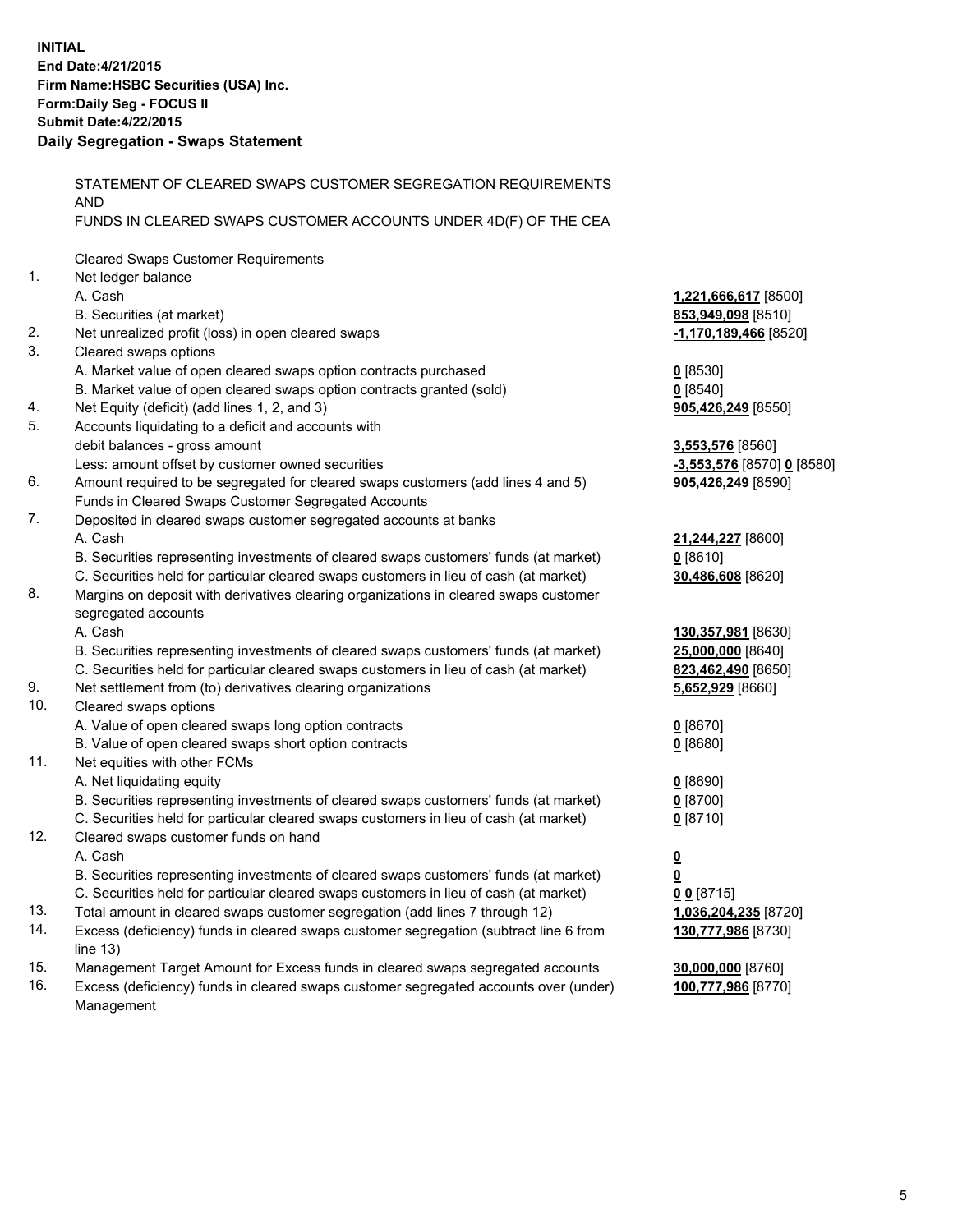**INITIAL**
**End Date:4/21/2015**
**Firm Name:HSBC Securities (USA) Inc.**
**Form:Daily Seg - FOCUS II**
**Submit Date:4/22/2015**
**Daily Segregation - Swaps Statement**

STATEMENT OF CLEARED SWAPS CUSTOMER SEGREGATION REQUIREMENTS AND FUNDS IN CLEARED SWAPS CUSTOMER ACCOUNTS UNDER 4D(F) OF THE CEA

| | | |
|---|---|---|
| | Cleared Swaps Customer Requirements | |
| 1. | Net ledger balance | |
| | A. Cash | **1,221,666,617** [8500] |
| | B. Securities (at market) | **853,949,098** [8510] |
| 2. | Net unrealized profit (loss) in open cleared swaps | **-1,170,189,466** [8520] |
| 3. | Cleared swaps options | |
| | A. Market value of open cleared swaps option contracts purchased | **0** [8530] |
| | B. Market value of open cleared swaps option contracts granted (sold) | **0** [8540] |
| 4. | Net Equity (deficit) (add lines 1, 2, and 3) | **905,426,249** [8550] |
| 5. | Accounts liquidating to a deficit and accounts with debit balances - gross amount | **3,553,576** [8560] |
| | Less: amount offset by customer owned securities | **-3,553,576** [8570] **0** [8580] |
| 6. | Amount required to be segregated for cleared swaps customers (add lines 4 and 5) | **905,426,249** [8590] |
| | Funds in Cleared Swaps Customer Segregated Accounts | |
| 7. | Deposited in cleared swaps customer segregated accounts at banks | |
| | A. Cash | **21,244,227** [8600] |
| | B. Securities representing investments of cleared swaps customers' funds (at market) | **0** [8610] |
| | C. Securities held for particular cleared swaps customers in lieu of cash (at market) | **30,486,608** [8620] |
| 8. | Margins on deposit with derivatives clearing organizations in cleared swaps customer segregated accounts | |
| | A. Cash | **130,357,981** [8630] |
| | B. Securities representing investments of cleared swaps customers' funds (at market) | **25,000,000** [8640] |
| | C. Securities held for particular cleared swaps customers in lieu of cash (at market) | **823,462,490** [8650] |
| 9. | Net settlement from (to) derivatives clearing organizations | **5,652,929** [8660] |
| 10. | Cleared swaps options | |
| | A. Value of open cleared swaps long option contracts | **0** [8670] |
| | B. Value of open cleared swaps short option contracts | **0** [8680] |
| 11. | Net equities with other FCMs | |
| | A. Net liquidating equity | **0** [8690] |
| | B. Securities representing investments of cleared swaps customers' funds (at market) | **0** [8700] |
| | C. Securities held for particular cleared swaps customers in lieu of cash (at market) | **0** [8710] |
| 12. | Cleared swaps customer funds on hand | |
| | A. Cash | **0** |
| | B. Securities representing investments of cleared swaps customers' funds (at market) | **0** |
| | C. Securities held for particular cleared swaps customers in lieu of cash (at market) | **0** **0** [8715] |
| 13. | Total amount in cleared swaps customer segregation (add lines 7 through 12) | **1,036,204,235** [8720] |
| 14. | Excess (deficiency) funds in cleared swaps customer segregation (subtract line 6 from line 13) | **130,777,986** [8730] |
| 15. | Management Target Amount for Excess funds in cleared swaps segregated accounts | **30,000,000** [8760] |
| 16. | Excess (deficiency) funds in cleared swaps customer segregated accounts over (under) Management | **100,777,986** [8770] |